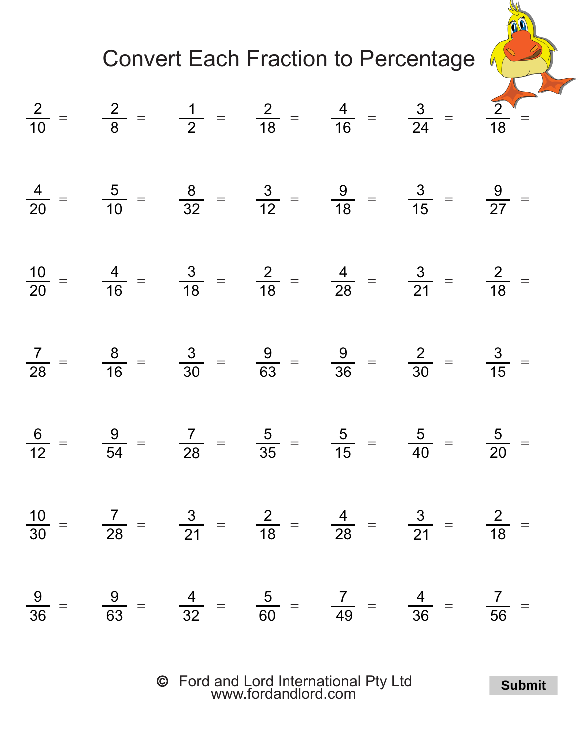# Convert Each Fraction to Percentage

| | | | | | | |
|---|---|---|---|---|---|---|
| $\frac{2}{10} =$ | $\frac{2}{8} =$ | $\frac{1}{2} =$ | $\frac{2}{18} =$ | $\frac{4}{16} =$ | $\frac{3}{24} =$ | $\frac{2}{18} =$ |
| $\frac{4}{20} =$ | $\frac{5}{10} =$ | $\frac{8}{32} =$ | $\frac{3}{12} =$ | $\frac{9}{18} =$ | $\frac{3}{15} =$ | $\frac{9}{27} =$ |
| $\frac{10}{20} =$ | $\frac{4}{16} =$ | $\frac{3}{18} =$ | $\frac{2}{18} =$ | $\frac{4}{28} =$ | $\frac{3}{21} =$ | $\frac{2}{18} =$ |
| $\frac{7}{28} =$ | $\frac{8}{16} =$ | $\frac{3}{30} =$ | $\frac{9}{63} =$ | $\frac{9}{36} =$ | $\frac{2}{30} =$ | $\frac{3}{15} =$ |
| $\frac{6}{12} =$ | $\frac{9}{54} =$ | $\frac{7}{28} =$ | $\frac{5}{35} =$ | $\frac{5}{15} =$ | $\frac{5}{40} =$ | $\frac{5}{20} =$ |
| $\frac{10}{30} =$ | $\frac{7}{28} =$ | $\frac{3}{21} =$ | $\frac{2}{18} =$ | $\frac{4}{28} =$ | $\frac{3}{21} =$ | $\frac{2}{18} =$ |
| $\frac{9}{36} =$ | $\frac{9}{63} =$ | $\frac{4}{32} =$ | $\frac{5}{60} =$ | $\frac{7}{49} =$ | $\frac{4}{36} =$ | $\frac{7}{56} =$ |

© Ford and Lord International Pty Ltd
www.fordandlord.com

**Submit**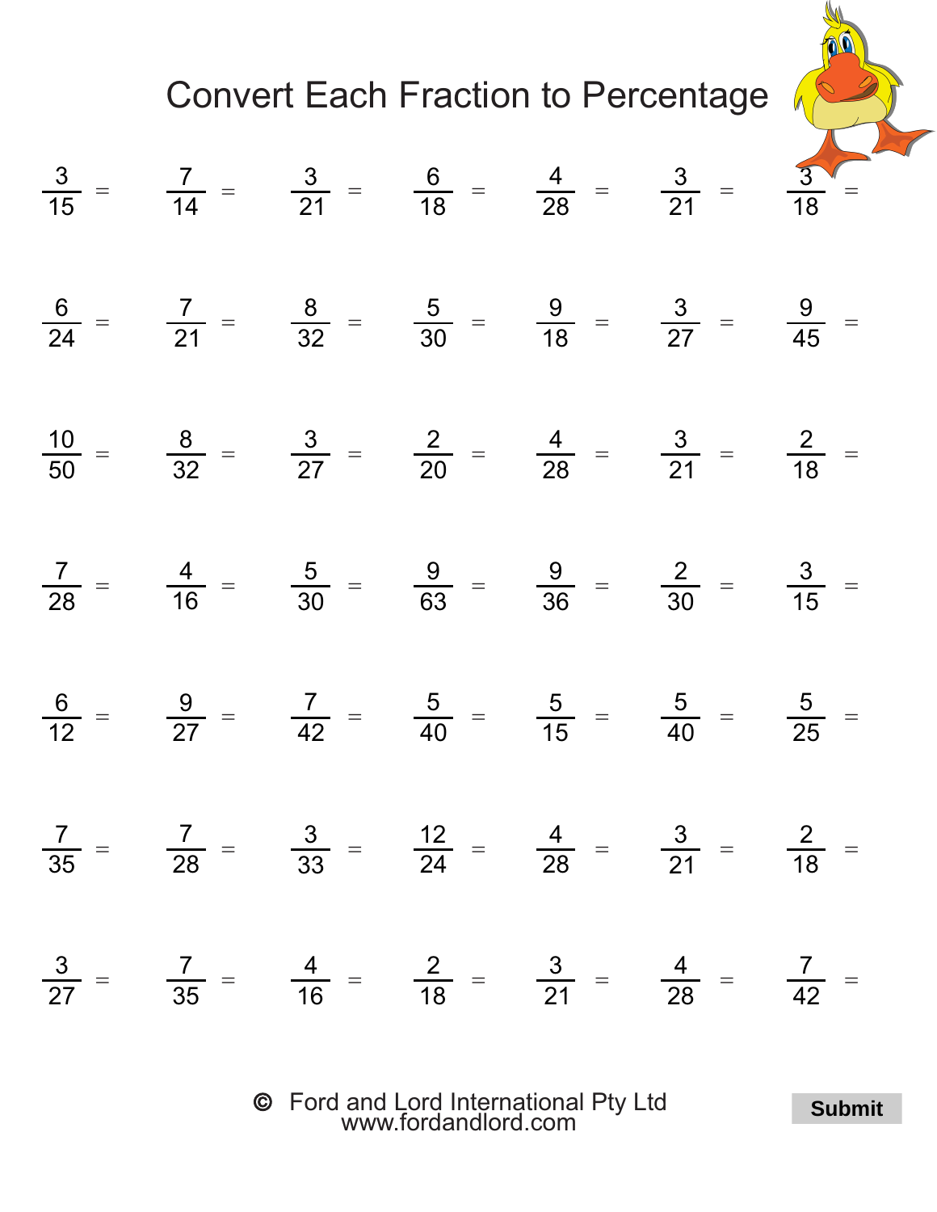# Convert Each Fraction to Percentage

| | | | | | | |
|---|---|---|---|---|---|---|
| $\frac{3}{15} =$ | $\frac{7}{14} =$ | $\frac{3}{21} =$ | $\frac{6}{18} =$ | $\frac{4}{28} =$ | $\frac{3}{21} =$ | $\frac{3}{18} =$ |
| $\frac{6}{24} =$ | $\frac{7}{21} =$ | $\frac{8}{32} =$ | $\frac{5}{30} =$ | $\frac{9}{18} =$ | $\frac{3}{27} =$ | $\frac{9}{45} =$ |
| $\frac{10}{50} =$ | $\frac{8}{32} =$ | $\frac{3}{27} =$ | $\frac{2}{20} =$ | $\frac{4}{28} =$ | $\frac{3}{21} =$ | $\frac{2}{18} =$ |
| $\frac{7}{28} =$ | $\frac{4}{16} =$ | $\frac{5}{30} =$ | $\frac{9}{63} =$ | $\frac{9}{36} =$ | $\frac{2}{30} =$ | $\frac{3}{15} =$ |
| $\frac{6}{12} =$ | $\frac{9}{27} =$ | $\frac{7}{42} =$ | $\frac{5}{40} =$ | $\frac{5}{15} =$ | $\frac{5}{40} =$ | $\frac{5}{25} =$ |
| $\frac{7}{35} =$ | $\frac{7}{28} =$ | $\frac{3}{33} =$ | $\frac{12}{24} =$ | $\frac{4}{28} =$ | $\frac{3}{21} =$ | $\frac{2}{18} =$ |
| $\frac{3}{27} =$ | $\frac{7}{35} =$ | $\frac{4}{16} =$ | $\frac{2}{18} =$ | $\frac{3}{21} =$ | $\frac{4}{28} =$ | $\frac{7}{42} =$ |

© Ford and Lord International Pty Ltd
www.fordandlord.com

**Submit**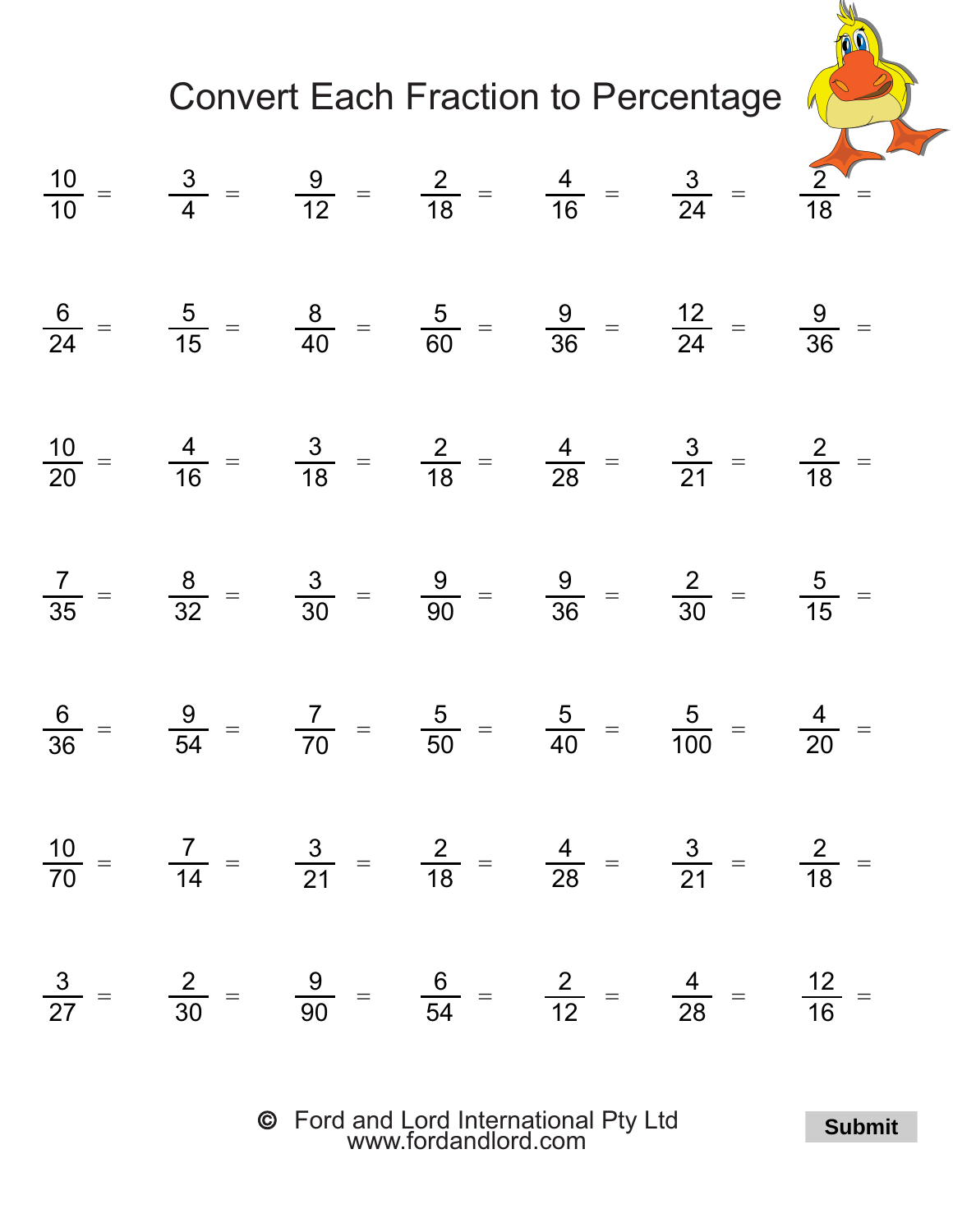# Convert Each Fraction to Percentage

| | | | | | | |
|---|---|---|---|---|---|---|
| $\frac{10}{10}$ = | $\frac{3}{4}$ = | $\frac{9}{12}$ = | $\frac{2}{18}$ = | $\frac{4}{16}$ = | $\frac{3}{24}$ = | $\frac{2}{18}$ = |
| $\frac{6}{24}$ = | $\frac{5}{15}$ = | $\frac{8}{40}$ = | $\frac{5}{60}$ = | $\frac{9}{36}$ = | $\frac{12}{24}$ = | $\frac{9}{36}$ = |
| $\frac{10}{20}$ = | $\frac{4}{16}$ = | $\frac{3}{18}$ = | $\frac{2}{18}$ = | $\frac{4}{28}$ = | $\frac{3}{21}$ = | $\frac{2}{18}$ = |
| $\frac{7}{35}$ = | $\frac{8}{32}$ = | $\frac{3}{30}$ = | $\frac{9}{90}$ = | $\frac{9}{36}$ = | $\frac{2}{30}$ = | $\frac{5}{15}$ = |
| $\frac{6}{36}$ = | $\frac{9}{54}$ = | $\frac{7}{70}$ = | $\frac{5}{50}$ = | $\frac{5}{40}$ = | $\frac{5}{100}$ = | $\frac{4}{20}$ = |
| $\frac{10}{70}$ = | $\frac{7}{14}$ = | $\frac{3}{21}$ = | $\frac{2}{18}$ = | $\frac{4}{28}$ = | $\frac{3}{21}$ = | $\frac{2}{18}$ = |
| $\frac{3}{27}$ = | $\frac{2}{30}$ = | $\frac{9}{90}$ = | $\frac{6}{54}$ = | $\frac{2}{12}$ = | $\frac{4}{28}$ = | $\frac{12}{16}$ = |

© Ford and Lord International Pty Ltd
www.fordandlord.com

Submit